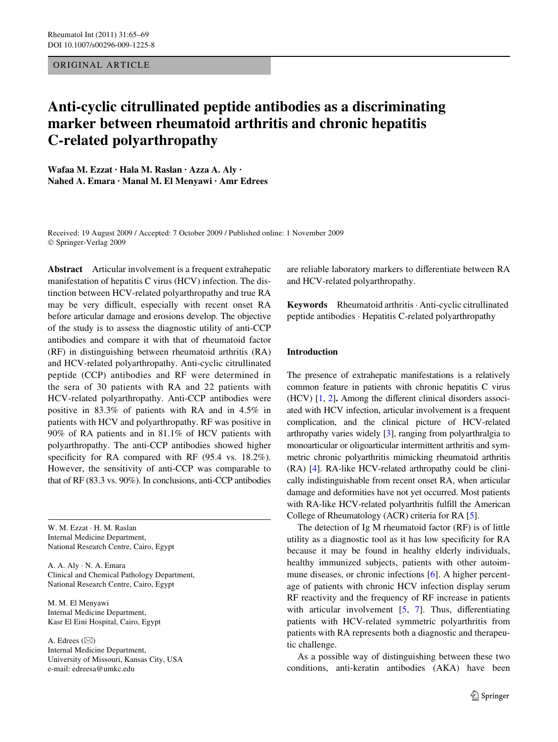ORIGINAL ARTICLE

# Anti-cyclic citrullinated peptide antibodies as a discriminating marker between rheumatoid arthritis and chronic hepatitis C-related polyarthropathy

**Wafaa M. Ezzat · Hala M. Raslan · Azza A. Aly · Nahed A. Emara · Manal M. El Menyawi · Amr Edrees**

Received: 19 August 2009 / Accepted: 7 October 2009 / Published online: 1 November 2009
© Springer-Verlag 2009

**Abstract** Articular involvement is a frequent extrahepatic manifestation of hepatitis C virus (HCV) infection. The distinction between HCV-related polyarthropathy and true RA may be very difficult, especially with recent onset RA before articular damage and erosions develop. The objective of the study is to assess the diagnostic utility of anti-CCP antibodies and compare it with that of rheumatoid factor (RF) in distinguishing between rheumatoid arthritis (RA) and HCV-related polyarthropathy. Anti-cyclic citrullinated peptide (CCP) antibodies and RF were determined in the sera of 30 patients with RA and 22 patients with HCV-related polyarthropathy. Anti-CCP antibodies were positive in 83.3% of patients with RA and in 4.5% in patients with HCV and polyarthropathy. RF was positive in 90% of RA patients and in 81.1% of HCV patients with polyarthropathy. The anti-CCP antibodies showed higher specificity for RA compared with RF (95.4 vs. 18.2%). However, the sensitivity of anti-CCP was comparable to that of RF (83.3 vs. 90%). In conclusions, anti-CCP antibodies are reliable laboratory markers to differentiate between RA and HCV-related polyarthropathy.

**Keywords** Rheumatoid arthritis · Anti-cyclic citrullinated peptide antibodies · Hepatitis C-related polyarthropathy

W. M. Ezzat · H. M. Raslan
Internal Medicine Department,
National Research Centre, Cairo, Egypt

A. A. Aly · N. A. Emara
Clinical and Chemical Pathology Department,
National Research Centre, Cairo, Egypt

M. M. El Menyawi
Internal Medicine Department,
Kasr El Eini Hospital, Cairo, Egypt

A. Edrees (✉)
Internal Medicine Department,
University of Missouri, Kansas City, USA
e-mail: edreesa@umkc.edu

## Introduction

The presence of extrahepatic manifestations is a relatively common feature in patients with chronic hepatitis C virus (HCV) [1, 2]. Among the different clinical disorders associated with HCV infection, articular involvement is a frequent complication, and the clinical picture of HCV-related arthropathy varies widely [3], ranging from polyarthralgia to monoarticular or oligoarticular intermittent arthritis and symmetric chronic polyarthritis mimicking rheumatoid arthritis (RA) [4]. RA-like HCV-related arthropathy could be clinically indistinguishable from recent onset RA, when articular damage and deformities have not yet occurred. Most patients with RA-like HCV-related polyarthritis fulfill the American College of Rheumatology (ACR) criteria for RA [5].

The detection of Ig M rheumatoid factor (RF) is of little utility as a diagnostic tool as it has low specificity for RA because it may be found in healthy elderly individuals, healthy immunized subjects, patients with other autoimmune diseases, or chronic infections [6]. A higher percentage of patients with chronic HCV infection display serum RF reactivity and the frequency of RF increase in patients with articular involvement [5, 7]. Thus, differentiating patients with HCV-related symmetric polyarthritis from patients with RA represents both a diagnostic and therapeutic challenge.

As a possible way of distinguishing between these two conditions, anti-keratin antibodies (AKA) have been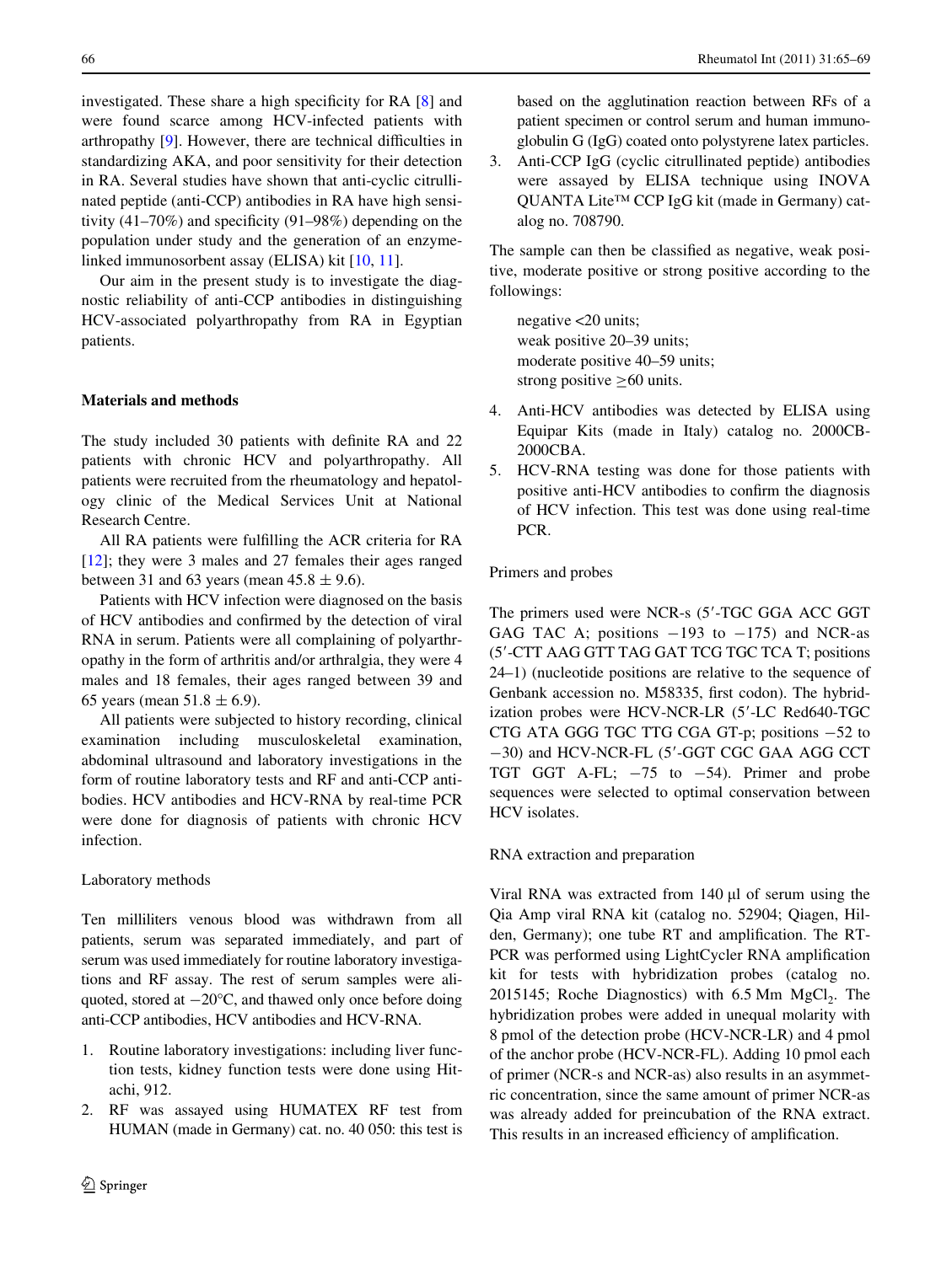investigated. These share a high specificity for RA [8] and were found scarce among HCV-infected patients with arthropathy [9]. However, there are technical difficulties in standardizing AKA, and poor sensitivity for their detection in RA. Several studies have shown that anti-cyclic citrullinated peptide (anti-CCP) antibodies in RA have high sensitivity (41–70%) and specificity (91–98%) depending on the population under study and the generation of an enzyme-linked immunosorbent assay (ELISA) kit [10, 11].

Our aim in the present study is to investigate the diagnostic reliability of anti-CCP antibodies in distinguishing HCV-associated polyarthropathy from RA in Egyptian patients.

## Materials and methods

The study included 30 patients with definite RA and 22 patients with chronic HCV and polyarthropathy. All patients were recruited from the rheumatology and hepatology clinic of the Medical Services Unit at National Research Centre.

All RA patients were fulfilling the ACR criteria for RA [12]; they were 3 males and 27 females their ages ranged between 31 and 63 years (mean $45.8 \pm 9.6$).

Patients with HCV infection were diagnosed on the basis of HCV antibodies and confirmed by the detection of viral RNA in serum. Patients were all complaining of polyarthropathy in the form of arthritis and/or arthralgia, they were 4 males and 18 females, their ages ranged between 39 and 65 years (mean $51.8 \pm 6.9$).

All patients were subjected to history recording, clinical examination including musculoskeletal examination, abdominal ultrasound and laboratory investigations in the form of routine laboratory tests and RF and anti-CCP antibodies. HCV antibodies and HCV-RNA by real-time PCR were done for diagnosis of patients with chronic HCV infection.

### Laboratory methods

Ten milliliters venous blood was withdrawn from all patients, serum was separated immediately, and part of serum was used immediately for routine laboratory investigations and RF assay. The rest of serum samples were aliquoted, stored at −20°C, and thawed only once before doing anti-CCP antibodies, HCV antibodies and HCV-RNA.

1. Routine laboratory investigations: including liver function tests, kidney function tests were done using Hitachi, 912.
2. RF was assayed using HUMATEX RF test from HUMAN (made in Germany) cat. no. 40 050: this test is based on the agglutination reaction between RFs of a patient specimen or control serum and human immunoglobulin G (IgG) coated onto polystyrene latex particles.
3. Anti-CCP IgG (cyclic citrullinated peptide) antibodies were assayed by ELISA technique using INOVA QUANTA Lite™ CCP IgG kit (made in Germany) catalog no. 708790.

The sample can then be classified as negative, weak positive, moderate positive or strong positive according to the followings:

negative <20 units;
weak positive 20–39 units;
moderate positive 40–59 units;
strong positive ≥60 units.

4. Anti-HCV antibodies was detected by ELISA using Equipar Kits (made in Italy) catalog no. 2000CB-2000CBA.
5. HCV-RNA testing was done for those patients with positive anti-HCV antibodies to confirm the diagnosis of HCV infection. This test was done using real-time PCR.

### Primers and probes

The primers used were NCR-s (5′-TGC GGA ACC GGT GAG TAC A; positions −193 to −175) and NCR-as (5′-CTT AAG GTT TAG GAT TCG TGC TCA T; positions 24–1) (nucleotide positions are relative to the sequence of Genbank accession no. M58335, first codon). The hybridization probes were HCV-NCR-LR (5′-LC Red640-TGC CTG ATA GGG TGC TTG CGA GT-p; positions −52 to −30) and HCV-NCR-FL (5′-GGT CGC GAA AGG CCT TGT GGT A-FL; −75 to −54). Primer and probe sequences were selected to optimal conservation between HCV isolates.

### RNA extraction and preparation

Viral RNA was extracted from 140 µl of serum using the Qia Amp viral RNA kit (catalog no. 52904; Qiagen, Hilden, Germany); one tube RT and amplification. The RT-PCR was performed using LightCycler RNA amplification kit for tests with hybridization probes (catalog no. 2015145; Roche Diagnostics) with 6.5 Mm $MgCl_2$. The hybridization probes were added in unequal molarity with 8 pmol of the detection probe (HCV-NCR-LR) and 4 pmol of the anchor probe (HCV-NCR-FL). Adding 10 pmol each of primer (NCR-s and NCR-as) also results in an asymmetric concentration, since the same amount of primer NCR-as was already added for preincubation of the RNA extract. This results in an increased efficiency of amplification.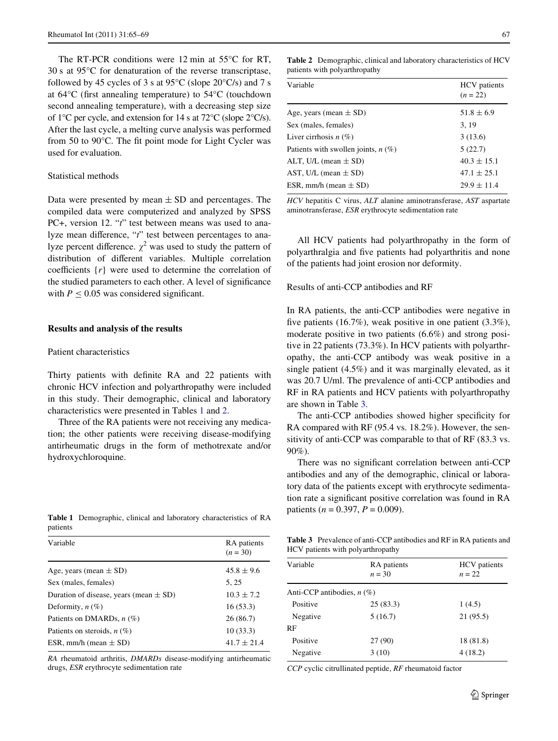The RT-PCR conditions were 12 min at 55°C for RT, 30 s at 95°C for denaturation of the reverse transcriptase, followed by 45 cycles of 3 s at 95°C (slope 20°C/s) and 7 s at 64°C (first annealing temperature) to 54°C (touchdown second annealing temperature), with a decreasing step size of 1°C per cycle, and extension for 14 s at 72°C (slope 2°C/s). After the last cycle, a melting curve analysis was performed from 50 to 90°C. The fit point mode for Light Cycler was used for evaluation.

### Statistical methods

Data were presented by mean ± SD and percentages. The compiled data were computerized and analyzed by SPSS PC+, version 12. "*t*" test between means was used to analyze mean difference, "*t*" test between percentages to analyze percent difference. $\chi^2$ was used to study the pattern of distribution of different variables. Multiple correlation coefficients {*r*} were used to determine the correlation of the studied parameters to each other. A level of significance with $P \leq 0.05$ was considered significant.

## Results and analysis of the results

### Patient characteristics

Thirty patients with definite RA and 22 patients with chronic HCV infection and polyarthropathy were included in this study. Their demographic, clinical and laboratory characteristics were presented in Tables 1 and 2.

Three of the RA patients were not receiving any medication; the other patients were receiving disease-modifying antirheumatic drugs in the form of methotrexate and/or hydroxychloroquine.

**Table 1** Demographic, clinical and laboratory characteristics of RA patients

| Variable | RA patients (*n* = 30) |
|---|---|
| Age, years (mean ± SD) | 45.8 ± 9.6 |
| Sex (males, females) | 5, 25 |
| Duration of disease, years (mean ± SD) | 10.3 ± 7.2 |
| Deformity, *n* (%) | 16 (53.3) |
| Patients on DMARDs, *n* (%) | 26 (86.7) |
| Patients on steroids, *n* (%) | 10 (33.3) |
| ESR, mm/h (mean ± SD) | 41.7 ± 21.4 |

*RA* rheumatoid arthritis, *DMARDs* disease-modifying antirheumatic drugs, *ESR* erythrocyte sedimentation rate

**Table 2** Demographic, clinical and laboratory characteristics of HCV patients with polyarthropathy

| Variable | HCV patients (*n* = 22) |
|---|---|
| Age, years (mean ± SD) | 51.8 ± 6.9 |
| Sex (males, females) | 3, 19 |
| Liver cirrhosis *n* (%) | 3 (13.6) |
| Patients with swollen joints, *n* (%) | 5 (22.7) |
| ALT, U/L (mean ± SD) | 40.3 ± 15.1 |
| AST, U/L (mean ± SD) | 47.1 ± 25.1 |
| ESR, mm/h (mean ± SD) | 29.9 ± 11.4 |

*HCV* hepatitis C virus, *ALT* alanine aminotransferase, *AST* aspartate aminotransferase, *ESR* erythrocyte sedimentation rate

All HCV patients had polyarthropathy in the form of polyarthralgia and five patients had polyarthritis and none of the patients had joint erosion nor deformity.

### Results of anti-CCP antibodies and RF

In RA patients, the anti-CCP antibodies were negative in five patients (16.7%), weak positive in one patient (3.3%), moderate positive in two patients (6.6%) and strong positive in 22 patients (73.3%). In HCV patients with polyarthropathy, the anti-CCP antibody was weak positive in a single patient (4.5%) and it was marginally elevated, as it was 20.7 U/ml. The prevalence of anti-CCP antibodies and RF in RA patients and HCV patients with polyarthropathy are shown in Table 3.

The anti-CCP antibodies showed higher specificity for RA compared with RF (95.4 vs. 18.2%). However, the sensitivity of anti-CCP was comparable to that of RF (83.3 vs. 90%).

There was no significant correlation between anti-CCP antibodies and any of the demographic, clinical or laboratory data of the patients except with erythrocyte sedimentation rate a significant positive correlation was found in RA patients ($n = 0.397$, $P = 0.009$).

**Table 3** Prevalence of anti-CCP antibodies and RF in RA patients and HCV patients with polyarthropathy

| Variable | RA patients *n* = 30 | HCV patients *n* = 22 |
|---|---|---|
| Anti-CCP antibodies, *n* (%) | | |
| Positive | 25 (83.3) | 1 (4.5) |
| Negative | 5 (16.7) | 21 (95.5) |
| RF | | |
| Positive | 27 (90) | 18 (81.8) |
| Negative | 3 (10) | 4 (18.2) |

*CCP* cyclic citrullinated peptide, *RF* rheumatoid factor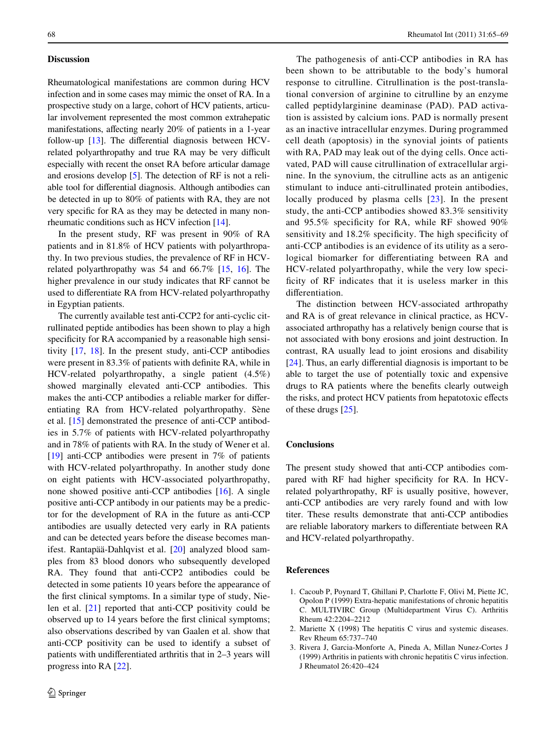## Discussion

Rheumatological manifestations are common during HCV infection and in some cases may mimic the onset of RA. In a prospective study on a large, cohort of HCV patients, articular involvement represented the most common extrahepatic manifestations, affecting nearly 20% of patients in a 1-year follow-up [13]. The differential diagnosis between HCV-related polyarthropathy and true RA may be very difficult especially with recent the onset RA before articular damage and erosions develop [5]. The detection of RF is not a reliable tool for differential diagnosis. Although antibodies can be detected in up to 80% of patients with RA, they are not very specific for RA as they may be detected in many non-rheumatic conditions such as HCV infection [14].

In the present study, RF was present in 90% of RA patients and in 81.8% of HCV patients with polyarthropathy. In two previous studies, the prevalence of RF in HCV-related polyarthropathy was 54 and 66.7% [15, 16]. The higher prevalence in our study indicates that RF cannot be used to differentiate RA from HCV-related polyarthropathy in Egyptian patients.

The currently available test anti-CCP2 for anti-cyclic citrullinated peptide antibodies has been shown to play a high specificity for RA accompanied by a reasonable high sensitivity [17, 18]. In the present study, anti-CCP antibodies were present in 83.3% of patients with definite RA, while in HCV-related polyarthropathy, a single patient (4.5%) showed marginally elevated anti-CCP antibodies. This makes the anti-CCP antibodies a reliable marker for differentiating RA from HCV-related polyarthropathy. Sène et al. [15] demonstrated the presence of anti-CCP antibodies in 5.7% of patients with HCV-related polyarthropathy and in 78% of patients with RA. In the study of Wener et al. [19] anti-CCP antibodies were present in 7% of patients with HCV-related polyarthropathy. In another study done on eight patients with HCV-associated polyarthropathy, none showed positive anti-CCP antibodies [16]. A single positive anti-CCP antibody in our patients may be a predictor for the development of RA in the future as anti-CCP antibodies are usually detected very early in RA patients and can be detected years before the disease becomes manifest. Rantapää-Dahlqvist et al. [20] analyzed blood samples from 83 blood donors who subsequently developed RA. They found that anti-CCP2 antibodies could be detected in some patients 10 years before the appearance of the first clinical symptoms. In a similar type of study, Nielen et al. [21] reported that anti-CCP positivity could be observed up to 14 years before the first clinical symptoms; also observations described by van Gaalen et al. show that anti-CCP positivity can be used to identify a subset of patients with undifferentiated arthritis that in 2–3 years will progress into RA [22].

The pathogenesis of anti-CCP antibodies in RA has been shown to be attributable to the body's humoral response to citrulline. Citrullination is the post-translational conversion of arginine to citrulline by an enzyme called peptidylarginine deaminase (PAD). PAD activation is assisted by calcium ions. PAD is normally present as an inactive intracellular enzymes. During programmed cell death (apoptosis) in the synovial joints of patients with RA, PAD may leak out of the dying cells. Once activated, PAD will cause citrullination of extracellular arginine. In the synovium, the citrulline acts as an antigenic stimulant to induce anti-citrullinated protein antibodies, locally produced by plasma cells [23]. In the present study, the anti-CCP antibodies showed 83.3% sensitivity and 95.5% specificity for RA, while RF showed 90% sensitivity and 18.2% specificity. The high specificity of anti-CCP antibodies is an evidence of its utility as a serological biomarker for differentiating between RA and HCV-related polyarthropathy, while the very low specificity of RF indicates that it is useless marker in this differentiation.

The distinction between HCV-associated arthropathy and RA is of great relevance in clinical practice, as HCV-associated arthropathy has a relatively benign course that is not associated with bony erosions and joint destruction. In contrast, RA usually lead to joint erosions and disability [24]. Thus, an early differential diagnosis is important to be able to target the use of potentially toxic and expensive drugs to RA patients where the benefits clearly outweigh the risks, and protect HCV patients from hepatotoxic effects of these drugs [25].

## Conclusions

The present study showed that anti-CCP antibodies compared with RF had higher specificity for RA. In HCV-related polyarthropathy, RF is usually positive, however, anti-CCP antibodies are very rarely found and with low titer. These results demonstrate that anti-CCP antibodies are reliable laboratory markers to differentiate between RA and HCV-related polyarthropathy.

## References

1. Cacoub P, Poynard T, Ghillani P, Charlotte F, Olivi M, Piette JC, Opolon P (1999) Extra-hepatic manifestations of chronic hepatitis C. MULTIVIRC Group (Multidepartment Virus C). Arthritis Rheum 42:2204–2212
2. Mariette X (1998) The hepatitis C virus and systemic diseases. Rev Rheum 65:737–740
3. Rivera J, Garcia-Monforte A, Pineda A, Millan Nunez-Cortes J (1999) Arthritis in patients with chronic hepatitis C virus infection. J Rheumatol 26:420–424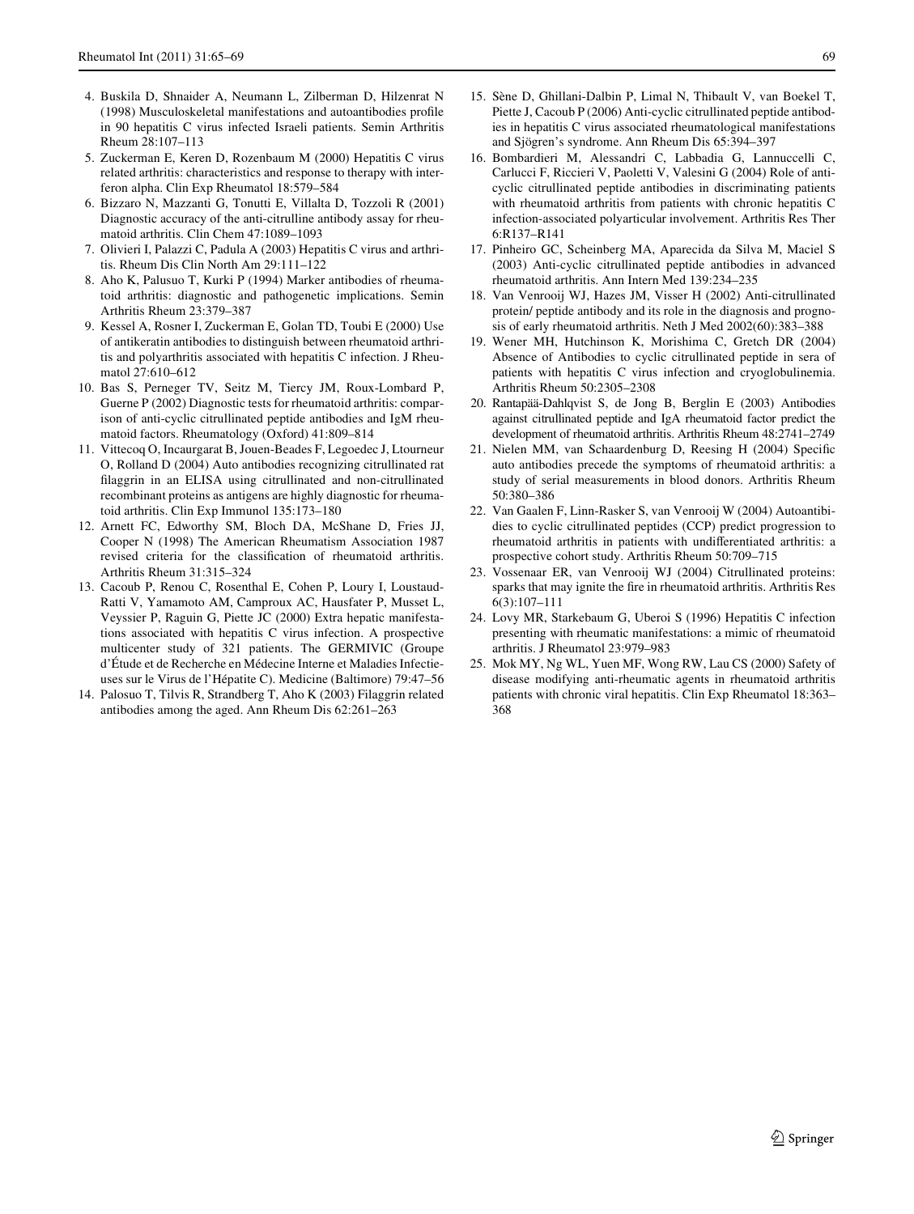4. Buskila D, Shnaider A, Neumann L, Zilberman D, Hilzenrat N (1998) Musculoskeletal manifestations and autoantibodies profile in 90 hepatitis C virus infected Israeli patients. Semin Arthritis Rheum 28:107–113
5. Zuckerman E, Keren D, Rozenbaum M (2000) Hepatitis C virus related arthritis: characteristics and response to therapy with interferon alpha. Clin Exp Rheumatol 18:579–584
6. Bizzaro N, Mazzanti G, Tonutti E, Villalta D, Tozzoli R (2001) Diagnostic accuracy of the anti-citrulline antibody assay for rheumatoid arthritis. Clin Chem 47:1089–1093
7. Olivieri I, Palazzi C, Padula A (2003) Hepatitis C virus and arthritis. Rheum Dis Clin North Am 29:111–122
8. Aho K, Palusuo T, Kurki P (1994) Marker antibodies of rheumatoid arthritis: diagnostic and pathogenetic implications. Semin Arthritis Rheum 23:379–387
9. Kessel A, Rosner I, Zuckerman E, Golan TD, Toubi E (2000) Use of antikeratin antibodies to distinguish between rheumatoid arthritis and polyarthritis associated with hepatitis C infection. J Rheumatol 27:610–612
10. Bas S, Perneger TV, Seitz M, Tiercy JM, Roux-Lombard P, Guerne P (2002) Diagnostic tests for rheumatoid arthritis: comparison of anti-cyclic citrullinated peptide antibodies and IgM rheumatoid factors. Rheumatology (Oxford) 41:809–814
11. Vittecoq O, Incaurgarat B, Jouen-Beades F, Legoedec J, Ltourneur O, Rolland D (2004) Auto antibodies recognizing citrullinated rat filaggrin in an ELISA using citrullinated and non-citrullinated recombinant proteins as antigens are highly diagnostic for rheumatoid arthritis. Clin Exp Immunol 135:173–180
12. Arnett FC, Edworthy SM, Bloch DA, McShane D, Fries JJ, Cooper N (1998) The American Rheumatism Association 1987 revised criteria for the classification of rheumatoid arthritis. Arthritis Rheum 31:315–324
13. Cacoub P, Renou C, Rosenthal E, Cohen P, Loury I, Loustaud-Ratti V, Yamamoto AM, Camproux AC, Hausfater P, Musset L, Veyssier P, Raguin G, Piette JC (2000) Extra hepatic manifestations associated with hepatitis C virus infection. A prospective multicenter study of 321 patients. The GERMIVIC (Groupe d'Étude et de Recherche en Médecine Interne et Maladies Infectieuses sur le Virus de l'Hépatite C). Medicine (Baltimore) 79:47–56
14. Palosuo T, Tilvis R, Strandberg T, Aho K (2003) Filaggrin related antibodies among the aged. Ann Rheum Dis 62:261–263
15. Sène D, Ghillani-Dalbin P, Limal N, Thibault V, van Boekel T, Piette J, Cacoub P (2006) Anti-cyclic citrullinated peptide antibodies in hepatitis C virus associated rheumatological manifestations and Sjögren's syndrome. Ann Rheum Dis 65:394–397
16. Bombardieri M, Alessandri C, Labbadia G, Lannuccelli C, Carlucci F, Riccieri V, Paoletti V, Valesini G (2004) Role of anti-cyclic citrullinated peptide antibodies in discriminating patients with rheumatoid arthritis from patients with chronic hepatitis C infection-associated polyarticular involvement. Arthritis Res Ther 6:R137–R141
17. Pinheiro GC, Scheinberg MA, Aparecida da Silva M, Maciel S (2003) Anti-cyclic citrullinated peptide antibodies in advanced rheumatoid arthritis. Ann Intern Med 139:234–235
18. Van Venrooij WJ, Hazes JM, Visser H (2002) Anti-citrullinated protein/ peptide antibody and its role in the diagnosis and prognosis of early rheumatoid arthritis. Neth J Med 2002(60):383–388
19. Wener MH, Hutchinson K, Morishima C, Gretch DR (2004) Absence of Antibodies to cyclic citrullinated peptide in sera of patients with hepatitis C virus infection and cryoglobulinemia. Arthritis Rheum 50:2305–2308
20. Rantapää-Dahlqvist S, de Jong B, Berglin E (2003) Antibodies against citrullinated peptide and IgA rheumatoid factor predict the development of rheumatoid arthritis. Arthritis Rheum 48:2741–2749
21. Nielen MM, van Schaardenburg D, Reesing H (2004) Specific auto antibodies precede the symptoms of rheumatoid arthritis: a study of serial measurements in blood donors. Arthritis Rheum 50:380–386
22. Van Gaalen F, Linn-Rasker S, van Venrooij W (2004) Autoantibidies to cyclic citrullinated peptides (CCP) predict progression to rheumatoid arthritis in patients with undifferentiated arthritis: a prospective cohort study. Arthritis Rheum 50:709–715
23. Vossenaar ER, van Venrooij WJ (2004) Citrullinated proteins: sparks that may ignite the fire in rheumatoid arthritis. Arthritis Res 6(3):107–111
24. Lovy MR, Starkebaum G, Uberoi S (1996) Hepatitis C infection presenting with rheumatic manifestations: a mimic of rheumatoid arthritis. J Rheumatol 23:979–983
25. Mok MY, Ng WL, Yuen MF, Wong RW, Lau CS (2000) Safety of disease modifying anti-rheumatic agents in rheumatoid arthritis patients with chronic viral hepatitis. Clin Exp Rheumatol 18:363–368